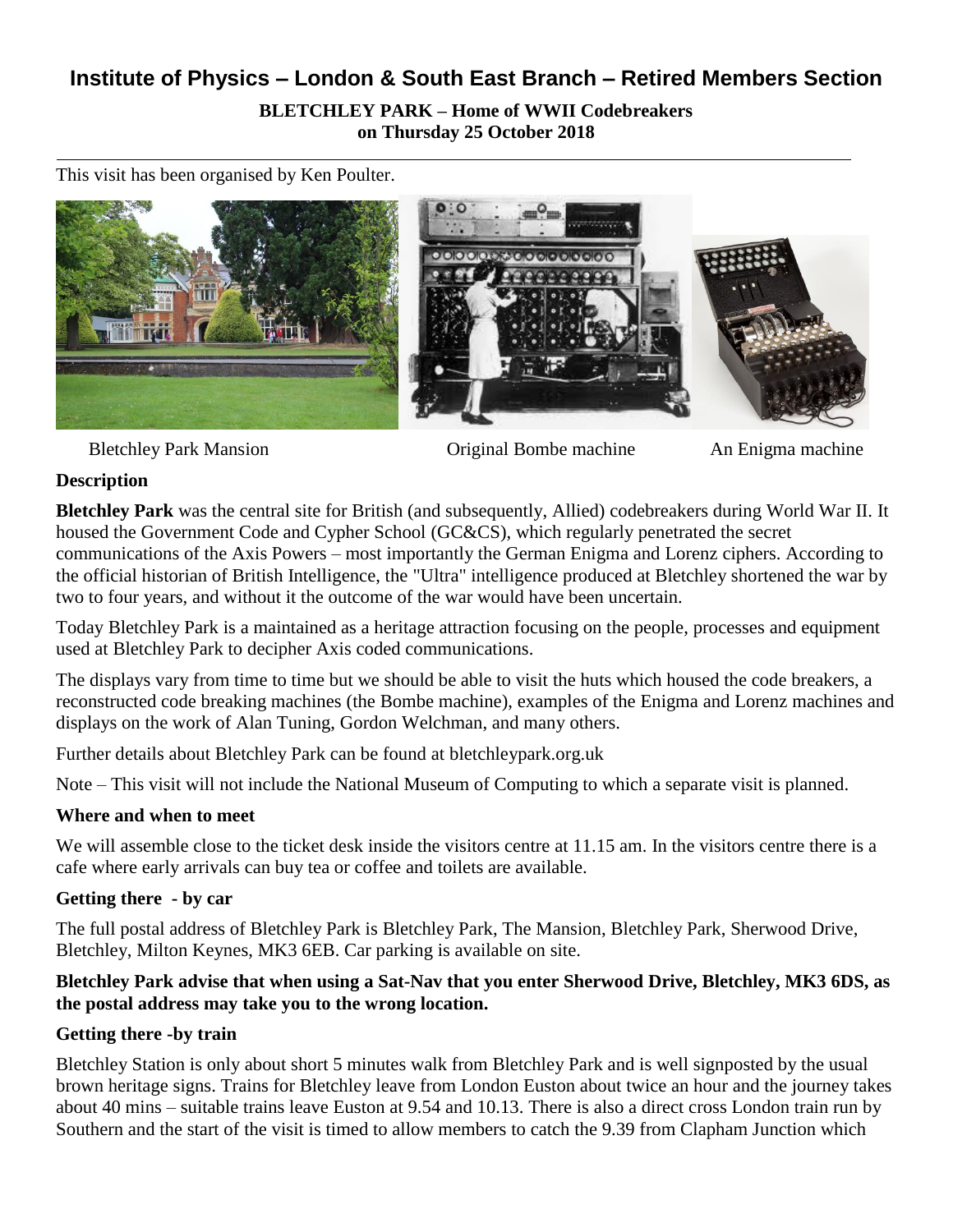# Institute of Physics – London & South East Branch – Retired Members Section

**BLETCHLEY PARK – Home of WWII Codebreakers**
**on Thursday 25 October 2018**

This visit has been organised by Ken Poulter.

Bletchley Park Mansion | Original Bombe machine | An Enigma machine

## Description

**Bletchley Park** was the central site for British (and subsequently, Allied) codebreakers during World War II. It housed the Government Code and Cypher School (GC&CS), which regularly penetrated the secret communications of the Axis Powers – most importantly the German Enigma and Lorenz ciphers. According to the official historian of British Intelligence, the "Ultra" intelligence produced at Bletchley shortened the war by two to four years, and without it the outcome of the war would have been uncertain.

Today Bletchley Park is a maintained as a heritage attraction focusing on the people, processes and equipment used at Bletchley Park to decipher Axis coded communications.

The displays vary from time to time but we should be able to visit the huts which housed the code breakers, a reconstructed code breaking machines (the Bombe machine), examples of the Enigma and Lorenz machines and displays on the work of Alan Tuning, Gordon Welchman, and many others.

Further details about Bletchley Park can be found at bletchleypark.org.uk

Note – This visit will not include the National Museum of Computing to which a separate visit is planned.

## Where and when to meet

We will assemble close to the ticket desk inside the visitors centre at 11.15 am. In the visitors centre there is a cafe where early arrivals can buy tea or coffee and toilets are available.

## Getting there - by car

The full postal address of Bletchley Park is Bletchley Park, The Mansion, Bletchley Park, Sherwood Drive, Bletchley, Milton Keynes, MK3 6EB. Car parking is available on site.

**Bletchley Park advise that when using a Sat-Nav that you enter Sherwood Drive, Bletchley, MK3 6DS, as the postal address may take you to the wrong location.**

## Getting there -by train

Bletchley Station is only about short 5 minutes walk from Bletchley Park and is well signposted by the usual brown heritage signs. Trains for Bletchley leave from London Euston about twice an hour and the journey takes about 40 mins – suitable trains leave Euston at 9.54 and 10.13. There is also a direct cross London train run by Southern and the start of the visit is timed to allow members to catch the 9.39 from Clapham Junction which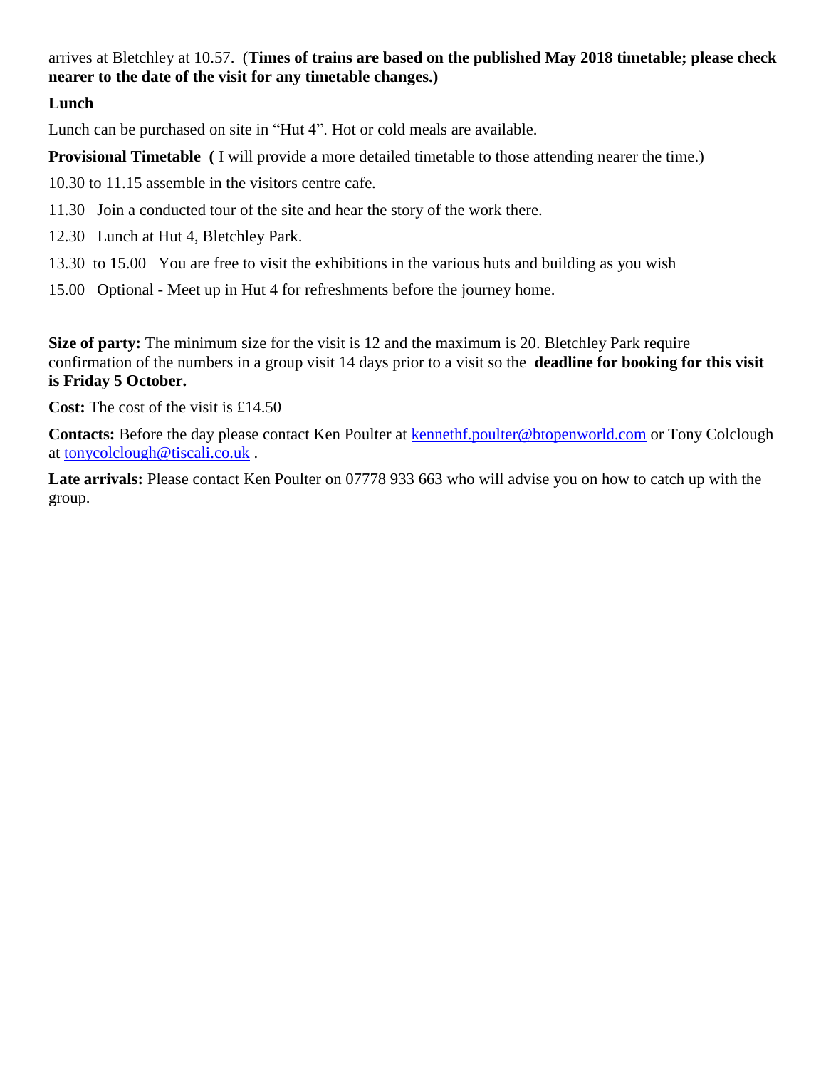arrives at Bletchley at 10.57. (**Times of trains are based on the published May 2018 timetable; please check nearer to the date of the visit for any timetable changes.)**

**Lunch**

Lunch can be purchased on site in "Hut 4". Hot or cold meals are available.

**Provisional Timetable (** I will provide a more detailed timetable to those attending nearer the time.)

10.30 to 11.15 assemble in the visitors centre cafe.

11.30 Join a conducted tour of the site and hear the story of the work there.

12.30 Lunch at Hut 4, Bletchley Park.

13.30 to 15.00 You are free to visit the exhibitions in the various huts and building as you wish

15.00 Optional - Meet up in Hut 4 for refreshments before the journey home.

**Size of party:** The minimum size for the visit is 12 and the maximum is 20. Bletchley Park require confirmation of the numbers in a group visit 14 days prior to a visit so the **deadline for booking for this visit is Friday 5 October.**

**Cost:** The cost of the visit is £14.50

**Contacts:** Before the day please contact Ken Poulter at kennethf.poulter@btopenworld.com or Tony Colclough at tonycolclough@tiscali.co.uk .

**Late arrivals:** Please contact Ken Poulter on 07778 933 663 who will advise you on how to catch up with the group.